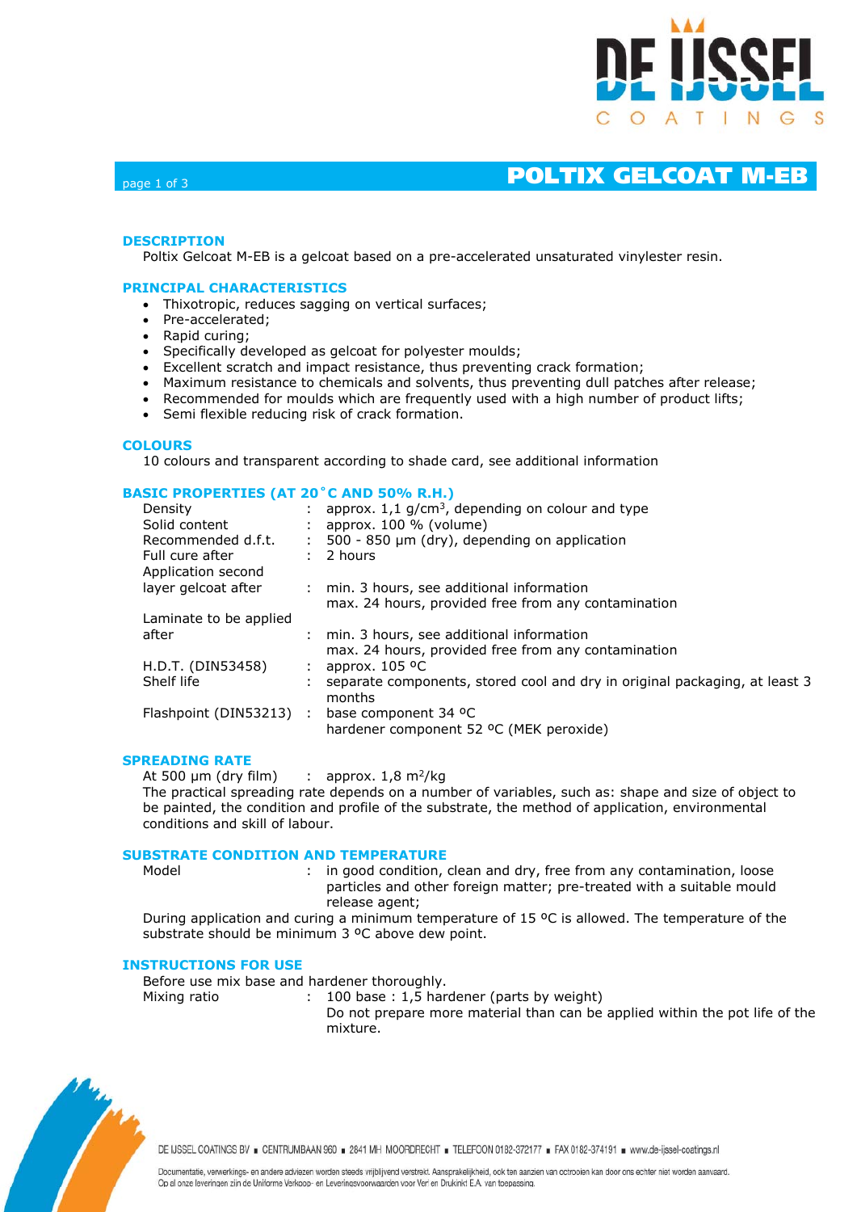# POLTIX GELCOAT M-EB

## DESCRIPTION

Poltix Gelcoat M-EB is a gelcoat based on a pre-accelerated unsaturated vinylester resin.

## PRINCIPAL CHARACTERISTICS

- Thixotropic, reduces sagging on vertical surfaces;
- Pre-accelerated;
- Rapid curing;
- Specifically developed as gelcoat for polyester moulds;
- Excellent scratch and impact resistance, thus preventing crack formation;
- Maximum resistance to chemicals and solvents, thus preventing dull patches after release;
- Recommended for moulds which are frequently used with a high number of product lifts;
- Semi flexible reducing risk of crack formation.

## COLOURS

10 colours and transparent according to shade card, see additional information

## BASIC PROPERTIES (AT 20˚C AND 50% R.H.)

| | |
|---|---|
| Density | approx. 1,1 g/cm$^3$, depending on colour and type |
| Solid content | approx. 100 % (volume) |
| Recommended d.f.t. | 500 - 850 µm (dry), depending on application |
| Full cure after | 2 hours |
| Application second layer gelcoat after | min. 3 hours, see additional information<br>max. 24 hours, provided free from any contamination |
| Laminate to be applied after | min. 3 hours, see additional information<br>max. 24 hours, provided free from any contamination |
| H.D.T. (DIN53458) | approx. 105 ºC |
| Shelf life | separate components, stored cool and dry in original packaging, at least 3 months |
| Flashpoint (DIN53213) | base component 34 ºC<br>hardener component 52 ºC (MEK peroxide) |

## SPREADING RATE

At 500 µm (dry film) : approx. 1,8 m$^2$/kg

The practical spreading rate depends on a number of variables, such as: shape and size of object to be painted, the condition and profile of the substrate, the method of application, environmental conditions and skill of labour.

## SUBSTRATE CONDITION AND TEMPERATURE

Model : in good condition, clean and dry, free from any contamination, loose particles and other foreign matter; pre-treated with a suitable mould release agent;

During application and curing a minimum temperature of 15 ºC is allowed. The temperature of the substrate should be minimum 3 ºC above dew point.

## INSTRUCTIONS FOR USE

Before use mix base and hardener thoroughly.

Mixing ratio : 100 base : 1,5 hardener (parts by weight)
Do not prepare more material than can be applied within the pot life of the mixture.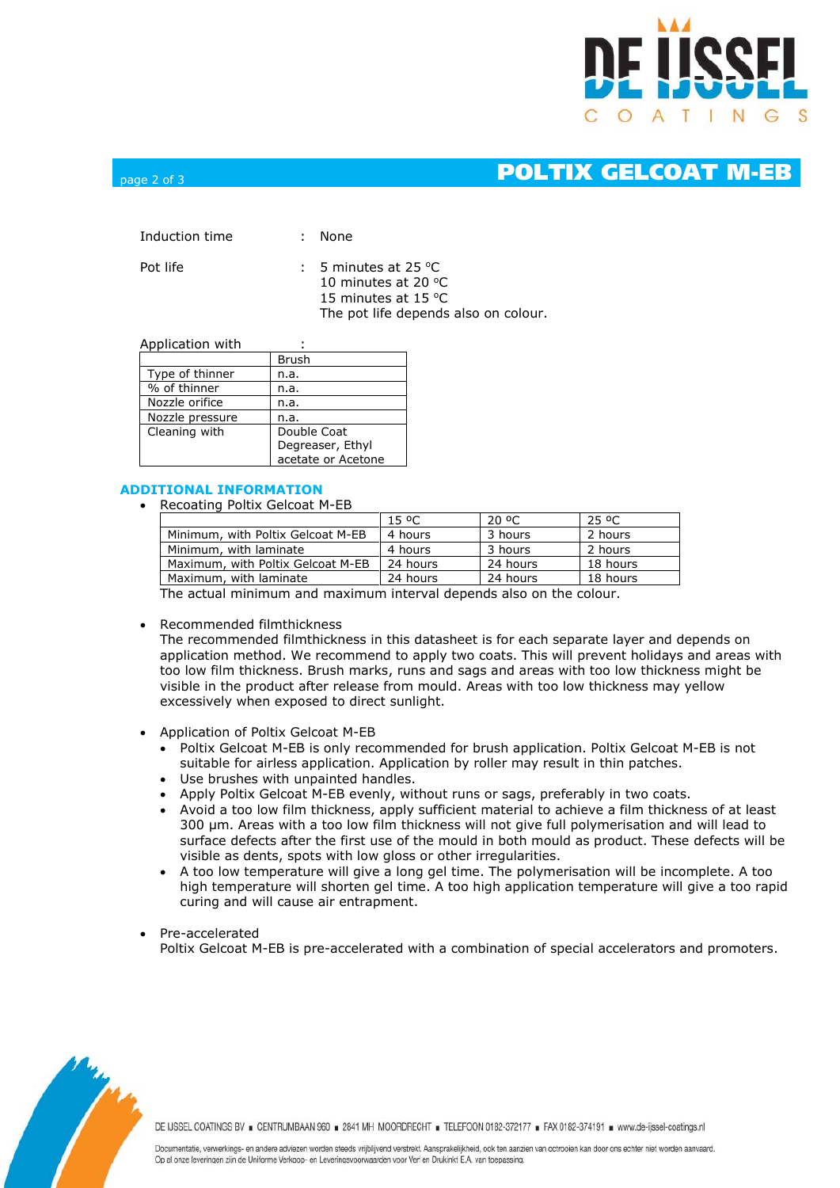## POLTIX GELCOAT M-EB

Induction time : None

Pot life : 5 minutes at 25 °C
10 minutes at 20 °C
15 minutes at 15 °C
The pot life depends also on colour.

Application with :

| | Brush |
|---|---|
| Type of thinner | n.a. |
| % of thinner | n.a. |
| Nozzle orifice | n.a. |
| Nozzle pressure | n.a. |
| Cleaning with | Double Coat Degreaser, Ethyl acetate or Acetone |

### ADDITIONAL INFORMATION

- Recoating Poltix Gelcoat M-EB

| | 15 ºC | 20 ºC | 25 ºC |
|---|---|---|---|
| Minimum, with Poltix Gelcoat M-EB | 4 hours | 3 hours | 2 hours |
| Minimum, with laminate | 4 hours | 3 hours | 2 hours |
| Maximum, with Poltix Gelcoat M-EB | 24 hours | 24 hours | 18 hours |
| Maximum, with laminate | 24 hours | 24 hours | 18 hours |

The actual minimum and maximum interval depends also on the colour.

- Recommended filmthickness
The recommended filmthickness in this datasheet is for each separate layer and depends on application method. We recommend to apply two coats. This will prevent holidays and areas with too low film thickness. Brush marks, runs and sags and areas with too low thickness might be visible in the product after release from mould. Areas with too low thickness may yellow excessively when exposed to direct sunlight.

- Application of Poltix Gelcoat M-EB
  - Poltix Gelcoat M-EB is only recommended for brush application. Poltix Gelcoat M-EB is not suitable for airless application. Application by roller may result in thin patches.
  - Use brushes with unpainted handles.
  - Apply Poltix Gelcoat M-EB evenly, without runs or sags, preferably in two coats.
  - Avoid a too low film thickness, apply sufficient material to achieve a film thickness of at least 300 µm. Areas with a too low film thickness will not give full polymerisation and will lead to surface defects after the first use of the mould in both mould as product. These defects will be visible as dents, spots with low gloss or other irregularities.
  - A too low temperature will give a long gel time. The polymerisation will be incomplete. A too high temperature will shorten gel time. A too high application temperature will give a too rapid curing and will cause air entrapment.

- Pre-accelerated
Poltix Gelcoat M-EB is pre-accelerated with a combination of special accelerators and promoters.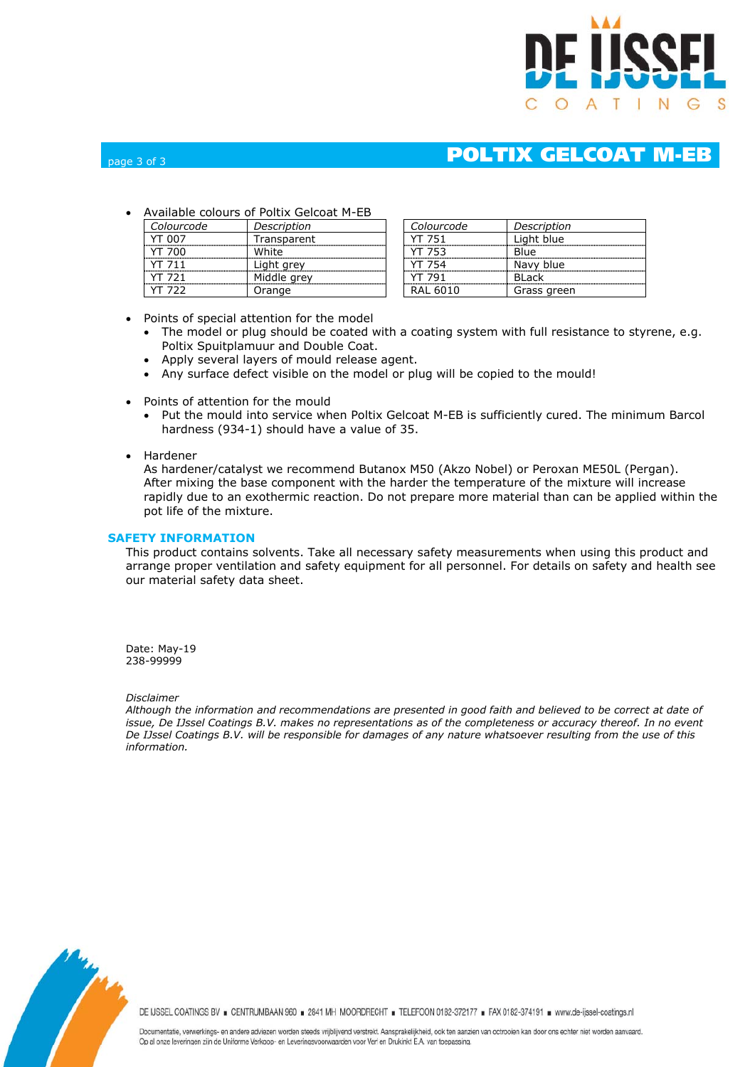- Available colours of Poltix Gelcoat M-EB

| *Colourcode* | *Description* |
|---|---|
| YT 007 | Transparent |
| YT 700 | White |
| YT 711 | Light grey |
| YT 721 | Middle grey |
| YT 722 | Orange |

| *Colourcode* | *Description* |
|---|---|
| YT 751 | Light blue |
| YT 753 | Blue |
| YT 754 | Navy blue |
| YT 791 | BLack |
| RAL 6010 | Grass green |

- Points of special attention for the model
  - The model or plug should be coated with a coating system with full resistance to styrene, e.g. Poltix Spuitplamuur and Double Coat.
  - Apply several layers of mould release agent.
  - Any surface defect visible on the model or plug will be copied to the mould!

- Points of attention for the mould
  - Put the mould into service when Poltix Gelcoat M-EB is sufficiently cured. The minimum Barcol hardness (934-1) should have a value of 35.

- Hardener

  As hardener/catalyst we recommend Butanox M50 (Akzo Nobel) or Peroxan ME50L (Pergan). After mixing the base component with the harder the temperature of the mixture will increase rapidly due to an exothermic reaction. Do not prepare more material than can be applied within the pot life of the mixture.

## SAFETY INFORMATION

This product contains solvents. Take all necessary safety measurements when using this product and arrange proper ventilation and safety equipment for all personnel. For details on safety and health see our material safety data sheet.

Date: May-19
238-99999

*Disclaimer*

*Although the information and recommendations are presented in good faith and believed to be correct at date of issue, De IJssel Coatings B.V. makes no representations as of the completeness or accuracy thereof. In no event De IJssel Coatings B.V. will be responsible for damages of any nature whatsoever resulting from the use of this information.*

DE IJSSEL COATINGS BV ■ CENTRUMBAAN 960 ■ 2841 MH MOORDRECHT ■ TELEFOON 0182-372177 ■ FAX 0182-374191 ■ www.de-ijssel-coatings.nl

Documentatie, verwerkings- en andere adviezen worden steeds vrijblijvend verstrekt. Aansprakelijkheid, ook ten aanzien van octrooien kan door ons echter niet worden aanvaard. Op al onze leveringen zijn de Uniforme Verkoop- en Leveringsvoorwaarden voor Verf en Drukinkt E.A. van toepassing.